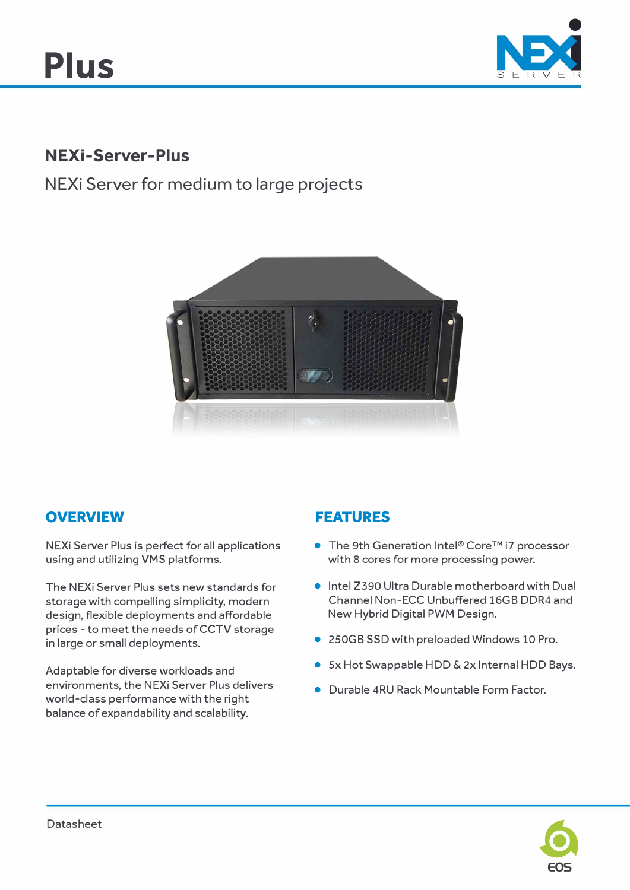# Plus

## NEXi-Server-Plus

NEXi Server for medium to large projects

## OVERVIEW

NEXi Server Plus is perfect for all applications using and utilizing VMS platforms.

The NEXi Server Plus sets new standards for storage with compelling simplicity, modern design, flexible deployments and affordable prices - to meet the needs of CCTV storage in large or small deployments.

Adaptable for diverse workloads and environments, the NEXi Server Plus delivers world-class performance with the right balance of expandability and scalability.

## FEATURES

- The 9th Generation Intel® Core™ i7 processor with 8 cores for more processing power.
- Intel Z390 Ultra Durable motherboard with Dual Channel Non-ECC Unbuffered 16GB DDR4 and New Hybrid Digital PWM Design.
- 250GB SSD with preloaded Windows 10 Pro.
- 5x Hot Swappable HDD & 2x Internal HDD Bays.
- Durable 4RU Rack Mountable Form Factor.

Datasheet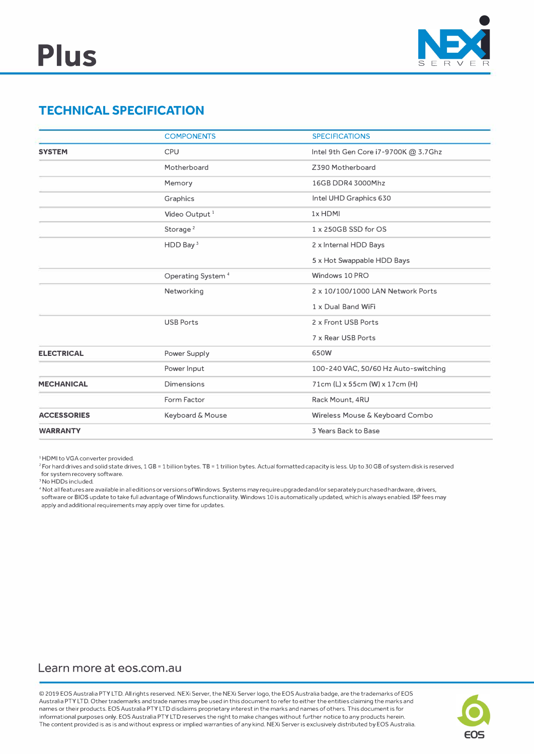# Plus

NEXi SERVER

## TECHNICAL SPECIFICATION

| | COMPONENTS | SPECIFICATIONS |
|---|---|---|
| **SYSTEM** | CPU | Intel 9th Gen Core i7-9700K @ 3.7Ghz |
| | Motherboard | Z390 Motherboard |
| | Memory | 16GB DDR4 3000Mhz |
| | Graphics | Intel UHD Graphics 630 |
| | Video Output [1] | 1x HDMI |
| | Storage [2] | 1 x 250GB SSD for OS |
| | HDD Bay [3] | 2 x Internal HDD Bays |
| | | 5 x Hot Swappable HDD Bays |
| | Operating System [4] | Windows 10 PRO |
| | Networking | 2 x 10/100/1000 LAN Network Ports |
| | | 1 x Dual Band WiFi |
| | USB Ports | 2 x Front USB Ports |
| | | 7 x Rear USB Ports |
| **ELECTRICAL** | Power Supply | 650W |
| | Power Input | 100-240 VAC, 50/60 Hz Auto-switching |
| **MECHANICAL** | Dimensions | 71cm (L) x 55cm (W) x 17cm (H) |
| | Form Factor | Rack Mount, 4RU |
| **ACCESSORIES** | Keyboard & Mouse | Wireless Mouse & Keyboard Combo |
| **WARRANTY** | | 3 Years Back to Base |

[1] HDMI to VGA converter provided.
[2] For hard drives and solid state drives, 1 GB = 1 billion bytes. TB = 1 trillion bytes. Actual formatted capacity is less. Up to 30 GB of system disk is reserved for system recovery software.
[3] No HDDs included.
[4] Not all features are available in all editions or versions of Windows. Systems may require upgraded and/or separately purchased hardware, drivers, software or BIOS update to take full advantage of Windows functionality. Windows 10 is automatically updated, which is always enabled. ISP fees may apply and additional requirements may apply over time for updates.

Learn more at eos.com.au

© 2019 EOS Australia PTY LTD. All rights reserved. NEXi Server, the NEXi Server logo, the EOS Australia badge, are the trademarks of EOS Australia PTY LTD. Other trademarks and trade names may be used in this document to refer to either the entities claiming the marks and names or their products. EOS Australia PTY LTD disclaims proprietary interest in the marks and names of others. This document is for informational purposes only. EOS Australia PTY LTD reserves the right to make changes without further notice to any products herein. The content provided is as is and without express or implied warranties of any kind. NEXi Server is exclusively distributed by EOS Australia.

EOS